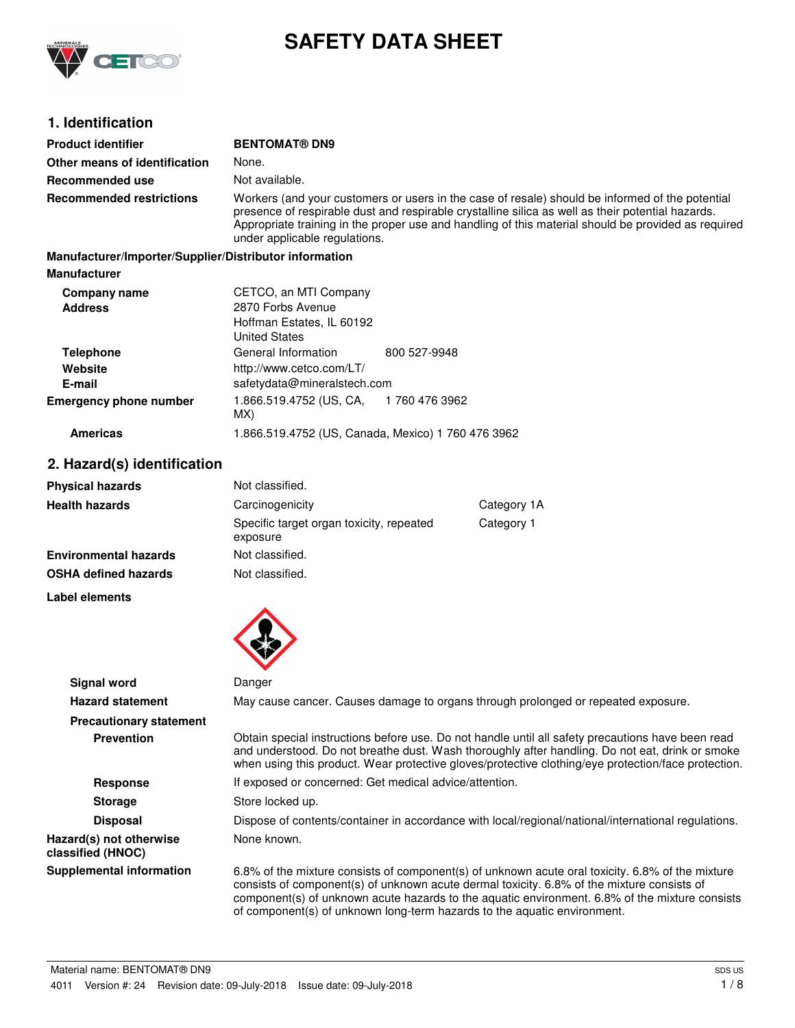# SAFETY DATA SHEET

## 1. Identification

| | |
|---|---|
| **Product identifier** | **BENTOMAT® DN9** |
| **Other means of identification** | None. |
| **Recommended use** | Not available. |
| **Recommended restrictions** | Workers (and your customers or users in the case of resale) should be informed of the potential presence of respirable dust and respirable crystalline silica as well as their potential hazards. Appropriate training in the proper use and handling of this material should be provided as required under applicable regulations. |

**Manufacturer/Importer/Supplier/Distributor information**

**Manufacturer**

| | | |
|---|---|---|
| **Company name** | CETCO, an MTI Company | |
| **Address** | 2870 Forbs Avenue<br>Hoffman Estates, IL 60192<br>United States | |
| **Telephone** | General Information | 800 527-9948 |
| **Website** | http://www.cetco.com/LT/ | |
| **E-mail** | safetydata@mineralstech.com | |
| **Emergency phone number** | 1.866.519.4752 (US, CA, MX) | 1 760 476 3962 |
| **Americas** | 1.866.519.4752 (US, Canada, Mexico) 1 760 476 3962 | |

## 2. Hazard(s) identification

| | | |
|---|---|---|
| **Physical hazards** | Not classified. | |
| **Health hazards** | Carcinogenicity | Category 1A |
| | Specific target organ toxicity, repeated exposure | Category 1 |
| **Environmental hazards** | Not classified. | |
| **OSHA defined hazards** | Not classified. | |

**Label elements**

| | |
|---|---|
| **Signal word** | Danger |
| **Hazard statement** | May cause cancer. Causes damage to organs through prolonged or repeated exposure. |

**Precautionary statement**

| | |
|---|---|
| **Prevention** | Obtain special instructions before use. Do not handle until all safety precautions have been read and understood. Do not breathe dust. Wash thoroughly after handling. Do not eat, drink or smoke when using this product. Wear protective gloves/protective clothing/eye protection/face protection. |
| **Response** | If exposed or concerned: Get medical advice/attention. |
| **Storage** | Store locked up. |
| **Disposal** | Dispose of contents/container in accordance with local/regional/national/international regulations. |
| **Hazard(s) not otherwise classified (HNOC)** | None known. |
| **Supplemental information** | 6.8% of the mixture consists of component(s) of unknown acute oral toxicity. 6.8% of the mixture consists of component(s) of unknown acute dermal toxicity. 6.8% of the mixture consists of component(s) of unknown acute hazards to the aquatic environment. 6.8% of the mixture consists of component(s) of unknown long-term hazards to the aquatic environment. |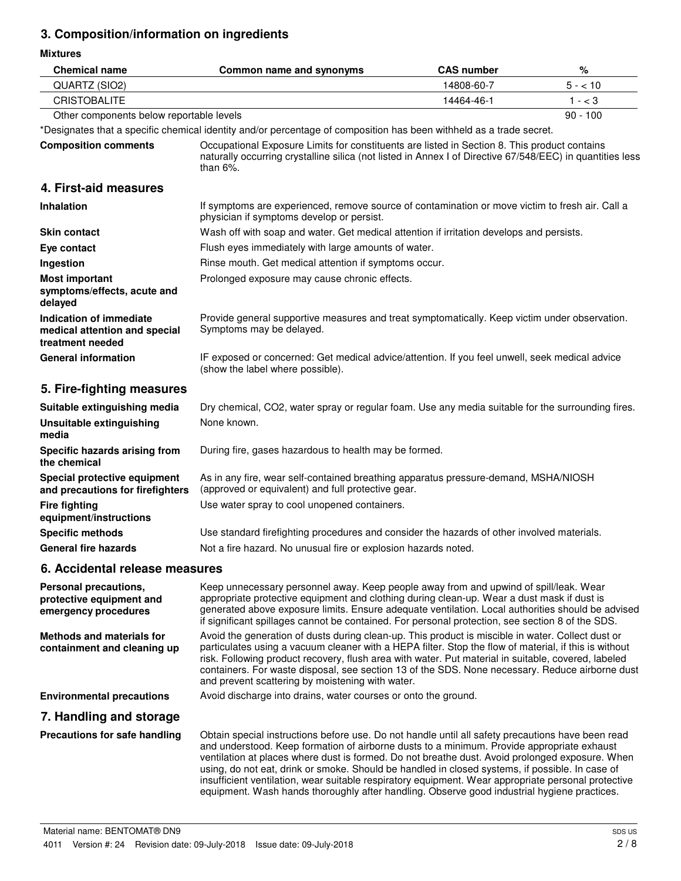## 3. Composition/information on ingredients

**Mixtures**

| Chemical name | Common name and synonyms | CAS number | % |
|---|---|---|---|
| QUARTZ (SIO2) | | 14808-60-7 | 5 - < 10 |
| CRISTOBALITE | | 14464-46-1 | 1 - < 3 |
| Other components below reportable levels | | | 90 - 100 |

*Designates that a specific chemical identity and/or percentage of composition has been withheld as a trade secret.

**Composition comments** Occupational Exposure Limits for constituents are listed in Section 8. This product contains naturally occurring crystalline silica (not listed in Annex I of Directive 67/548/EEC) in quantities less than 6%.

## 4. First-aid measures

**Inhalation** If symptoms are experienced, remove source of contamination or move victim to fresh air. Call a physician if symptoms develop or persist.

**Skin contact** Wash off with soap and water. Get medical attention if irritation develops and persists.

**Eye contact** Flush eyes immediately with large amounts of water.

**Ingestion** Rinse mouth. Get medical attention if symptoms occur.

**Most important symptoms/effects, acute and delayed** Prolonged exposure may cause chronic effects.

**Indication of immediate medical attention and special treatment needed** Provide general supportive measures and treat symptomatically. Keep victim under observation. Symptoms may be delayed.

**General information** IF exposed or concerned: Get medical advice/attention. If you feel unwell, seek medical advice (show the label where possible).

## 5. Fire-fighting measures

**Suitable extinguishing media** Dry chemical, CO2, water spray or regular foam. Use any media suitable for the surrounding fires.

**Unsuitable extinguishing media** None known.

**Specific hazards arising from the chemical** During fire, gases hazardous to health may be formed.

**Special protective equipment and precautions for firefighters** As in any fire, wear self-contained breathing apparatus pressure-demand, MSHA/NIOSH (approved or equivalent) and full protective gear.

**Fire fighting equipment/instructions** Use water spray to cool unopened containers.

**Specific methods** Use standard firefighting procedures and consider the hazards of other involved materials.

**General fire hazards** Not a fire hazard. No unusual fire or explosion hazards noted.

## 6. Accidental release measures

**Personal precautions, protective equipment and emergency procedures** Keep unnecessary personnel away. Keep people away from and upwind of spill/leak. Wear appropriate protective equipment and clothing during clean-up. Wear a dust mask if dust is generated above exposure limits. Ensure adequate ventilation. Local authorities should be advised if significant spillages cannot be contained. For personal protection, see section 8 of the SDS.

**Methods and materials for containment and cleaning up** Avoid the generation of dusts during clean-up. This product is miscible in water. Collect dust or particulates using a vacuum cleaner with a HEPA filter. Stop the flow of material, if this is without risk. Following product recovery, flush area with water. Put material in suitable, covered, labeled containers. For waste disposal, see section 13 of the SDS. None necessary. Reduce airborne dust and prevent scattering by moistening with water.

**Environmental precautions** Avoid discharge into drains, water courses or onto the ground.

## 7. Handling and storage

**Precautions for safe handling** Obtain special instructions before use. Do not handle until all safety precautions have been read and understood. Keep formation of airborne dusts to a minimum. Provide appropriate exhaust ventilation at places where dust is formed. Do not breathe dust. Avoid prolonged exposure. When using, do not eat, drink or smoke. Should be handled in closed systems, if possible. In case of insufficient ventilation, wear suitable respiratory equipment. Wear appropriate personal protective equipment. Wash hands thoroughly after handling. Observe good industrial hygiene practices.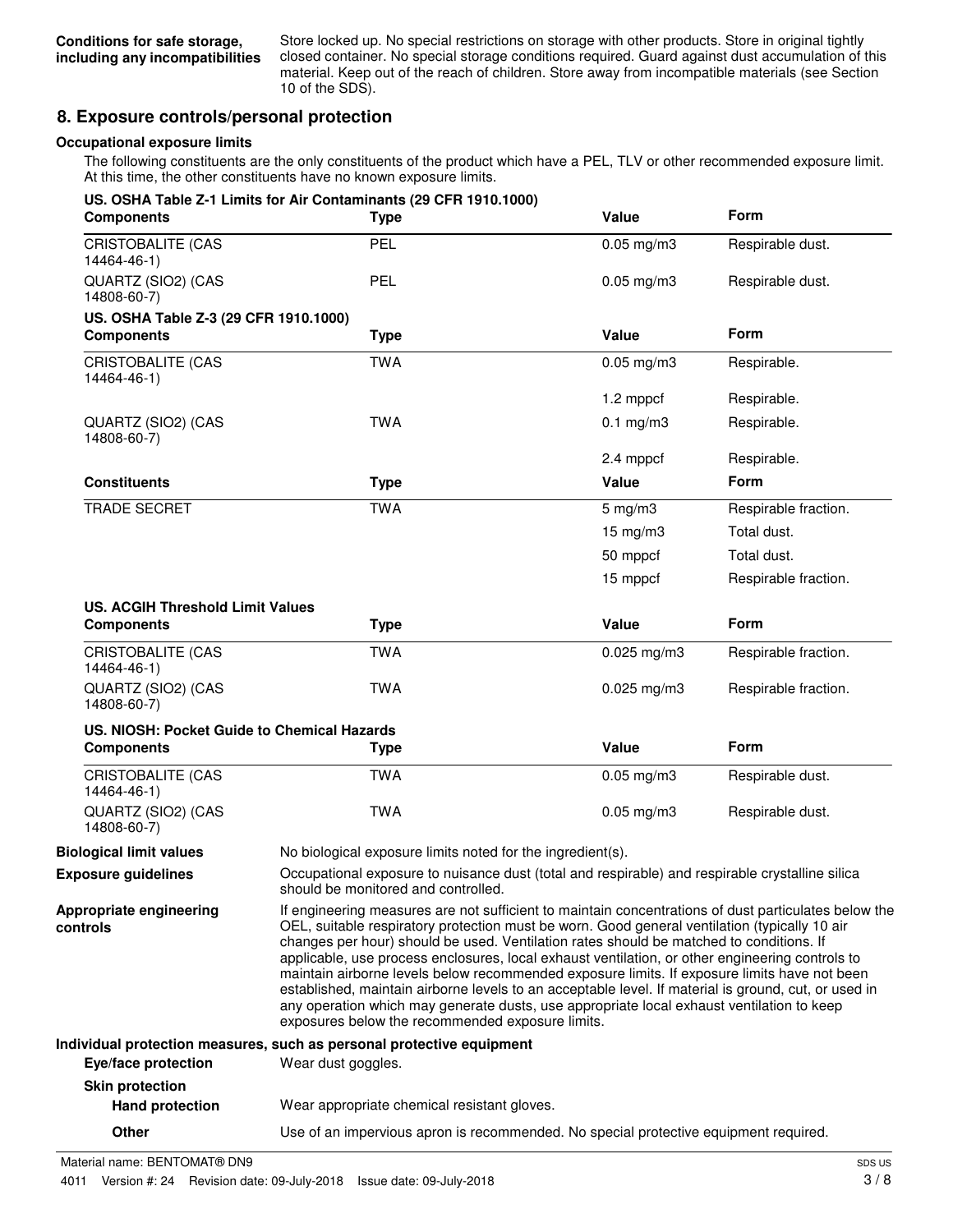**Conditions for safe storage, including any incompatibilities**

Store locked up. No special restrictions on storage with other products. Store in original tightly closed container. No special storage conditions required. Guard against dust accumulation of this material. Keep out of the reach of children. Store away from incompatible materials (see Section 10 of the SDS).

## 8. Exposure controls/personal protection

### Occupational exposure limits

The following constituents are the only constituents of the product which have a PEL, TLV or other recommended exposure limit. At this time, the other constituents have no known exposure limits.

**US. OSHA Table Z-1 Limits for Air Contaminants (29 CFR 1910.1000)**

| Components | Type | Value | Form |
|---|---|---|---|
| CRISTOBALITE (CAS 14464-46-1) | PEL | 0.05 mg/m3 | Respirable dust. |
| QUARTZ (SIO2) (CAS 14808-60-7) | PEL | 0.05 mg/m3 | Respirable dust. |

**US. OSHA Table Z-3 (29 CFR 1910.1000)**

| Components | Type | Value | Form |
|---|---|---|---|
| CRISTOBALITE (CAS 14464-46-1) | TWA | 0.05 mg/m3 | Respirable. |
| | | 1.2 mppcf | Respirable. |
| QUARTZ (SIO2) (CAS 14808-60-7) | TWA | 0.1 mg/m3 | Respirable. |
| | | 2.4 mppcf | Respirable. |
| **Constituents** | **Type** | **Value** | **Form** |
| TRADE SECRET | TWA | 5 mg/m3 | Respirable fraction. |
| | | 15 mg/m3 | Total dust. |
| | | 50 mppcf | Total dust. |
| | | 15 mppcf | Respirable fraction. |

**US. ACGIH Threshold Limit Values**

| Components | Type | Value | Form |
|---|---|---|---|
| CRISTOBALITE (CAS 14464-46-1) | TWA | 0.025 mg/m3 | Respirable fraction. |
| QUARTZ (SIO2) (CAS 14808-60-7) | TWA | 0.025 mg/m3 | Respirable fraction. |

**US. NIOSH: Pocket Guide to Chemical Hazards**

| Components | Type | Value | Form |
|---|---|---|---|
| CRISTOBALITE (CAS 14464-46-1) | TWA | 0.05 mg/m3 | Respirable dust. |
| QUARTZ (SIO2) (CAS 14808-60-7) | TWA | 0.05 mg/m3 | Respirable dust. |

**Biological limit values**

No biological exposure limits noted for the ingredient(s).

**Exposure guidelines**

Occupational exposure to nuisance dust (total and respirable) and respirable crystalline silica should be monitored and controlled.

**Appropriate engineering controls**

If engineering measures are not sufficient to maintain concentrations of dust particulates below the OEL, suitable respiratory protection must be worn. Good general ventilation (typically 10 air changes per hour) should be used. Ventilation rates should be matched to conditions. If applicable, use process enclosures, local exhaust ventilation, or other engineering controls to maintain airborne levels below recommended exposure limits. If exposure limits have not been established, maintain airborne levels to an acceptable level. If material is ground, cut, or used in any operation which may generate dusts, use appropriate local exhaust ventilation to keep exposures below the recommended exposure limits.

### Individual protection measures, such as personal protective equipment

**Eye/face protection**

Wear dust goggles.

**Skin protection**

**Hand protection**

Wear appropriate chemical resistant gloves.

**Other**

Use of an impervious apron is recommended. No special protective equipment required.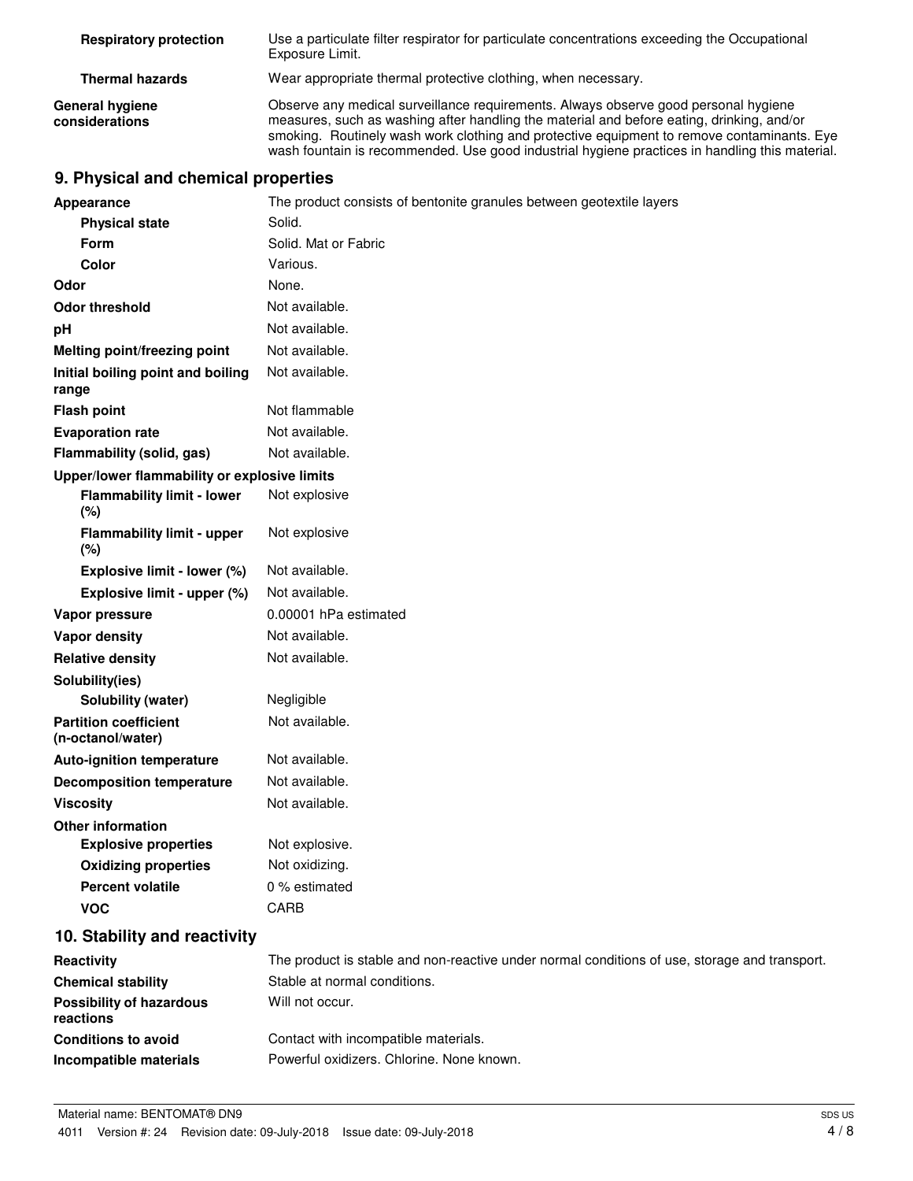| | |
|---|---|
| **Respiratory protection** | Use a particulate filter respirator for particulate concentrations exceeding the Occupational Exposure Limit. |
| **Thermal hazards** | Wear appropriate thermal protective clothing, when necessary. |
| **General hygiene considerations** | Observe any medical surveillance requirements. Always observe good personal hygiene measures, such as washing after handling the material and before eating, drinking, and/or smoking. Routinely wash work clothing and protective equipment to remove contaminants. Eye wash fountain is recommended. Use good industrial hygiene practices in handling this material. |

## 9. Physical and chemical properties

| | |
|---|---|
| **Appearance** | The product consists of bentonite granules between geotextile layers |
| **Physical state** | Solid. |
| **Form** | Solid. Mat or Fabric |
| **Color** | Various. |
| **Odor** | None. |
| **Odor threshold** | Not available. |
| **pH** | Not available. |
| **Melting point/freezing point** | Not available. |
| **Initial boiling point and boiling range** | Not available. |
| **Flash point** | Not flammable |
| **Evaporation rate** | Not available. |
| **Flammability (solid, gas)** | Not available. |
| **Upper/lower flammability or explosive limits** | |
| **Flammability limit - lower (%)** | Not explosive |
| **Flammability limit - upper (%)** | Not explosive |
| **Explosive limit - lower (%)** | Not available. |
| **Explosive limit - upper (%)** | Not available. |
| **Vapor pressure** | 0.00001 hPa estimated |
| **Vapor density** | Not available. |
| **Relative density** | Not available. |
| **Solubility(ies)** | |
| **Solubility (water)** | Negligible |
| **Partition coefficient (n-octanol/water)** | Not available. |
| **Auto-ignition temperature** | Not available. |
| **Decomposition temperature** | Not available. |
| **Viscosity** | Not available. |
| **Other information** | |
| **Explosive properties** | Not explosive. |
| **Oxidizing properties** | Not oxidizing. |
| **Percent volatile** | 0 % estimated |
| **VOC** | CARB |

## 10. Stability and reactivity

| | |
|---|---|
| **Reactivity** | The product is stable and non-reactive under normal conditions of use, storage and transport. |
| **Chemical stability** | Stable at normal conditions. |
| **Possibility of hazardous reactions** | Will not occur. |
| **Conditions to avoid** | Contact with incompatible materials. |
| **Incompatible materials** | Powerful oxidizers. Chlorine. None known. |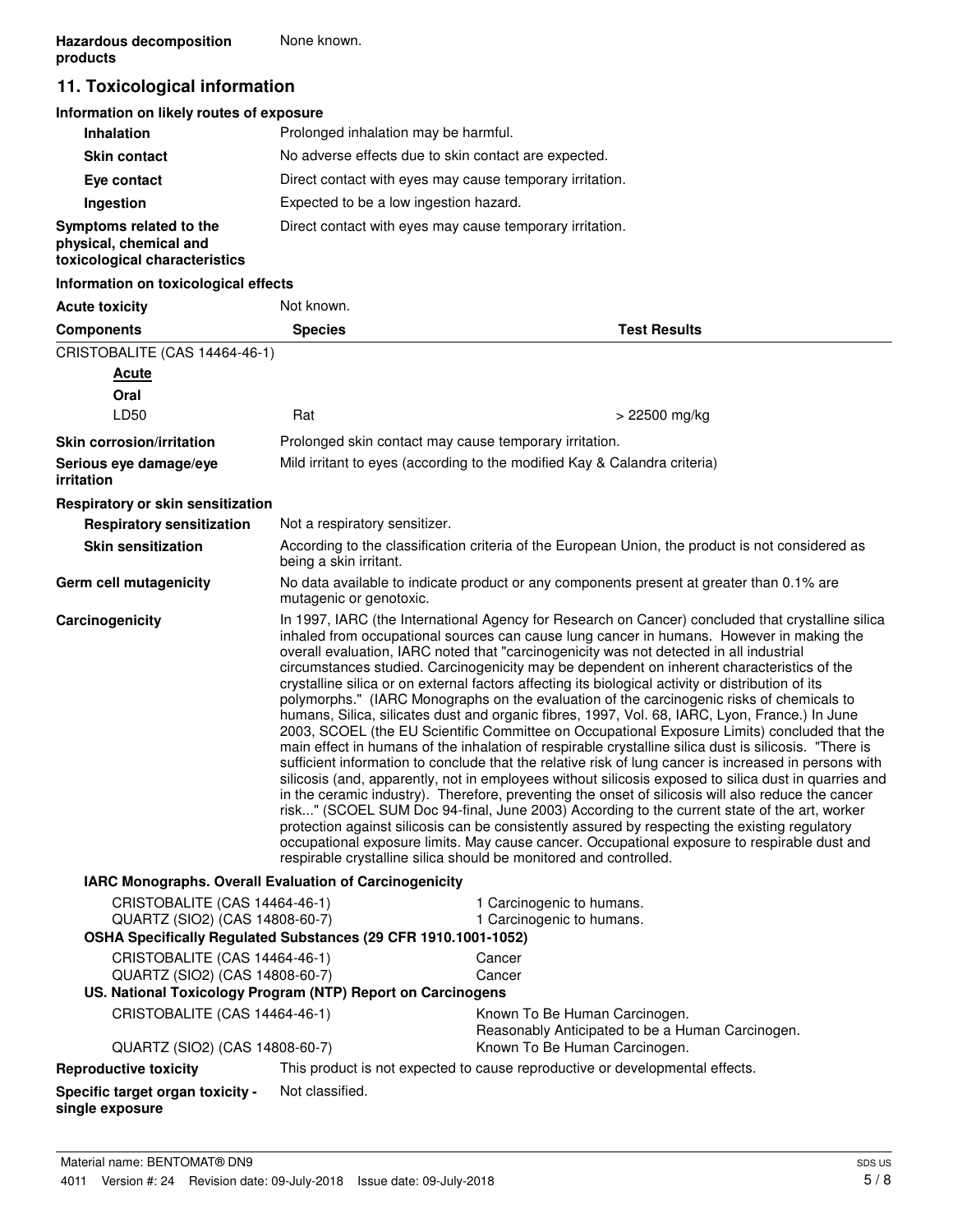| | |
|---|---|
| **Hazardous decomposition products** | None known. |

## 11. Toxicological information

### Information on likely routes of exposure

| | |
|---|---|
| **Inhalation** | Prolonged inhalation may be harmful. |
| **Skin contact** | No adverse effects due to skin contact are expected. |
| **Eye contact** | Direct contact with eyes may cause temporary irritation. |
| **Ingestion** | Expected to be a low ingestion hazard. |
| **Symptoms related to the physical, chemical and toxicological characteristics** | Direct contact with eyes may cause temporary irritation. |

### Information on toxicological effects

**Acute toxicity** Not known.

| Components | Species | Test Results |
|---|---|---|
| CRISTOBALITE (CAS 14464-46-1) | | |
| ***Acute*** | | |
| **Oral** | | |
| LD50 | Rat | > 22500 mg/kg |

| | |
|---|---|
| **Skin corrosion/irritation** | Prolonged skin contact may cause temporary irritation. |
| **Serious eye damage/eye irritation** | Mild irritant to eyes (according to the modified Kay & Calandra criteria) |

**Respiratory or skin sensitization**

| | |
|---|---|
| **Respiratory sensitization** | Not a respiratory sensitizer. |
| **Skin sensitization** | According to the classification criteria of the European Union, the product is not considered as being a skin irritant. |
| **Germ cell mutagenicity** | No data available to indicate product or any components present at greater than 0.1% are mutagenic or genotoxic. |

**Carcinogenicity** In 1997, IARC (the International Agency for Research on Cancer) concluded that crystalline silica inhaled from occupational sources can cause lung cancer in humans. However in making the overall evaluation, IARC noted that "carcinogenicity was not detected in all industrial circumstances studied. Carcinogenicity may be dependent on inherent characteristics of the crystalline silica or on external factors affecting its biological activity or distribution of its polymorphs." (IARC Monographs on the evaluation of the carcinogenic risks of chemicals to humans, Silica, silicates dust and organic fibres, 1997, Vol. 68, IARC, Lyon, France.) In June 2003, SCOEL (the EU Scientific Committee on Occupational Exposure Limits) concluded that the main effect in humans of the inhalation of respirable crystalline silica dust is silicosis. "There is sufficient information to conclude that the relative risk of lung cancer is increased in persons with silicosis (and, apparently, not in employees without silicosis exposed to silica dust in quarries and in the ceramic industry). Therefore, preventing the onset of silicosis will also reduce the cancer risk..." (SCOEL SUM Doc 94-final, June 2003) According to the current state of the art, worker protection against silicosis can be consistently assured by respecting the existing regulatory occupational exposure limits. May cause cancer. Occupational exposure to respirable dust and respirable crystalline silica should be monitored and controlled.

**IARC Monographs. Overall Evaluation of Carcinogenicity**

| | |
|---|---|
| CRISTOBALITE (CAS 14464-46-1) | 1 Carcinogenic to humans. |
| QUARTZ (SIO2) (CAS 14808-60-7) | 1 Carcinogenic to humans. |

**OSHA Specifically Regulated Substances (29 CFR 1910.1001-1052)**

| | |
|---|---|
| CRISTOBALITE (CAS 14464-46-1) | Cancer |
| QUARTZ (SIO2) (CAS 14808-60-7) | Cancer |

**US. National Toxicology Program (NTP) Report on Carcinogens**

| | |
|---|---|
| CRISTOBALITE (CAS 14464-46-1) | Known To Be Human Carcinogen.<br>Reasonably Anticipated to be a Human Carcinogen. |
| QUARTZ (SIO2) (CAS 14808-60-7) | Known To Be Human Carcinogen. |

| | |
|---|---|
| **Reproductive toxicity** | This product is not expected to cause reproductive or developmental effects. |
| **Specific target organ toxicity - single exposure** | Not classified. |

Material name: BENTOMAT® DN9

4011 Version #: 24 Revision date: 09-July-2018 Issue date: 09-July-2018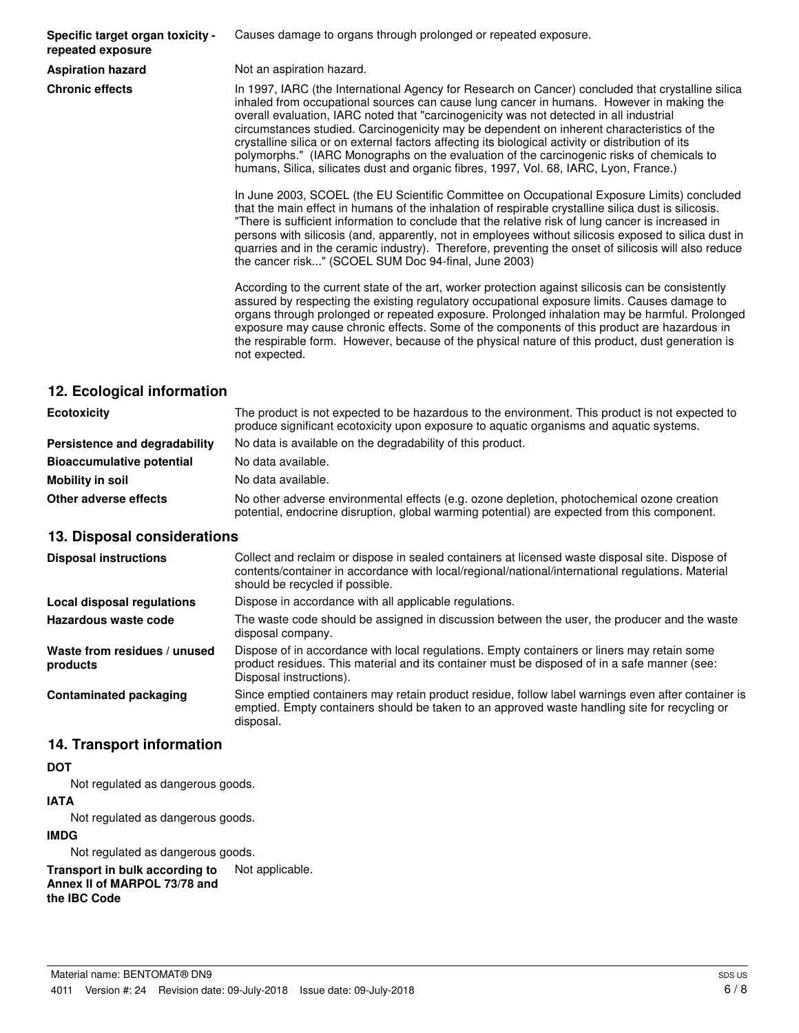**Specific target organ toxicity - repeated exposure**
Causes damage to organs through prolonged or repeated exposure.

**Aspiration hazard**
Not an aspiration hazard.

**Chronic effects**
In 1997, IARC (the International Agency for Research on Cancer) concluded that crystalline silica inhaled from occupational sources can cause lung cancer in humans. However in making the overall evaluation, IARC noted that "carcinogenicity was not detected in all industrial circumstances studied. Carcinogenicity may be dependent on inherent characteristics of the crystalline silica or on external factors affecting its biological activity or distribution of its polymorphs." (IARC Monographs on the evaluation of the carcinogenic risks of chemicals to humans, Silica, silicates dust and organic fibres, 1997, Vol. 68, IARC, Lyon, France.)

In June 2003, SCOEL (the EU Scientific Committee on Occupational Exposure Limits) concluded that the main effect in humans of the inhalation of respirable crystalline silica dust is silicosis. "There is sufficient information to conclude that the relative risk of lung cancer is increased in persons with silicosis (and, apparently, not in employees without silicosis exposed to silica dust in quarries and in the ceramic industry). Therefore, preventing the onset of silicosis will also reduce the cancer risk..." (SCOEL SUM Doc 94-final, June 2003)

According to the current state of the art, worker protection against silicosis can be consistently assured by respecting the existing regulatory occupational exposure limits. Causes damage to organs through prolonged or repeated exposure. Prolonged inhalation may be harmful. Prolonged exposure may cause chronic effects. Some of the components of this product are hazardous in the respirable form. However, because of the physical nature of this product, dust generation is not expected.

## 12. Ecological information

**Ecotoxicity**
The product is not expected to be hazardous to the environment. This product is not expected to produce significant ecotoxicity upon exposure to aquatic organisms and aquatic systems.

**Persistence and degradability**
No data is available on the degradability of this product.

**Bioaccumulative potential**
No data available.

**Mobility in soil**
No data available.

**Other adverse effects**
No other adverse environmental effects (e.g. ozone depletion, photochemical ozone creation potential, endocrine disruption, global warming potential) are expected from this component.

## 13. Disposal considerations

**Disposal instructions**
Collect and reclaim or dispose in sealed containers at licensed waste disposal site. Dispose of contents/container in accordance with local/regional/national/international regulations. Material should be recycled if possible.

**Local disposal regulations**
Dispose in accordance with all applicable regulations.

**Hazardous waste code**
The waste code should be assigned in discussion between the user, the producer and the waste disposal company.

**Waste from residues / unused products**
Dispose of in accordance with local regulations. Empty containers or liners may retain some product residues. This material and its container must be disposed of in a safe manner (see: Disposal instructions).

**Contaminated packaging**
Since emptied containers may retain product residue, follow label warnings even after container is emptied. Empty containers should be taken to an approved waste handling site for recycling or disposal.

## 14. Transport information

**DOT**

Not regulated as dangerous goods.

**IATA**

Not regulated as dangerous goods.

**IMDG**

Not regulated as dangerous goods.

**Transport in bulk according to Annex II of MARPOL 73/78 and the IBC Code**
Not applicable.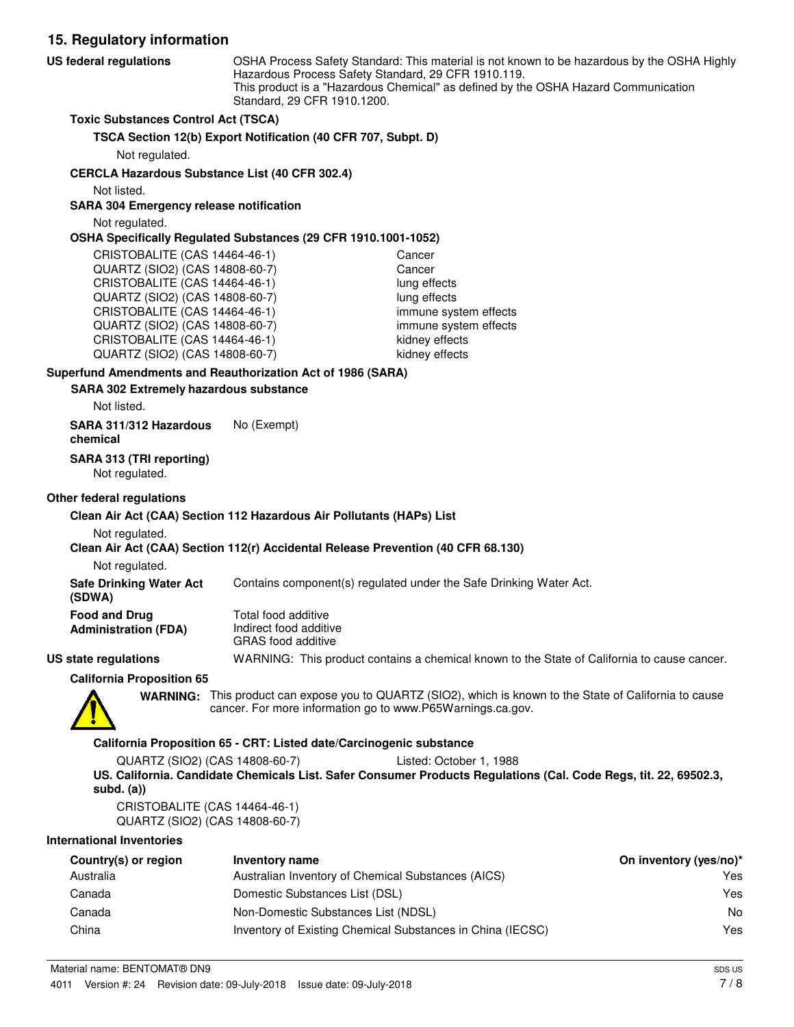## 15. Regulatory information

**US federal regulations**

OSHA Process Safety Standard: This material is not known to be hazardous by the OSHA Highly Hazardous Process Safety Standard, 29 CFR 1910.119.
This product is a "Hazardous Chemical" as defined by the OSHA Hazard Communication Standard, 29 CFR 1910.1200.

**Toxic Substances Control Act (TSCA)**

**TSCA Section 12(b) Export Notification (40 CFR 707, Subpt. D)**

Not regulated.

**CERCLA Hazardous Substance List (40 CFR 302.4)**

Not listed.

**SARA 304 Emergency release notification**

Not regulated.

**OSHA Specifically Regulated Substances (29 CFR 1910.1001-1052)**

| | |
|---|---|
| CRISTOBALITE (CAS 14464-46-1) | Cancer |
| QUARTZ (SIO2) (CAS 14808-60-7) | Cancer |
| CRISTOBALITE (CAS 14464-46-1) | lung effects |
| QUARTZ (SIO2) (CAS 14808-60-7) | lung effects |
| CRISTOBALITE (CAS 14464-46-1) | immune system effects |
| QUARTZ (SIO2) (CAS 14808-60-7) | immune system effects |
| CRISTOBALITE (CAS 14464-46-1) | kidney effects |
| QUARTZ (SIO2) (CAS 14808-60-7) | kidney effects |

**Superfund Amendments and Reauthorization Act of 1986 (SARA)**

**SARA 302 Extremely hazardous substance**

Not listed.

**SARA 311/312 Hazardous chemical** No (Exempt)

**SARA 313 (TRI reporting)**

Not regulated.

**Other federal regulations**

**Clean Air Act (CAA) Section 112 Hazardous Air Pollutants (HAPs) List**

Not regulated.

**Clean Air Act (CAA) Section 112(r) Accidental Release Prevention (40 CFR 68.130)**

Not regulated.

**Safe Drinking Water Act (SDWA)** Contains component(s) regulated under the Safe Drinking Water Act.

**Food and Drug Administration (FDA)** Total food additive
Indirect food additive
GRAS food additive

**US state regulations** WARNING: This product contains a chemical known to the State of California to cause cancer.

**California Proposition 65**

**WARNING:** This product can expose you to QUARTZ (SIO2), which is known to the State of California to cause cancer. For more information go to www.P65Warnings.ca.gov.

**California Proposition 65 - CRT: Listed date/Carcinogenic substance**

QUARTZ (SIO2) (CAS 14808-60-7) Listed: October 1, 1988

**US. California. Candidate Chemicals List. Safer Consumer Products Regulations (Cal. Code Regs, tit. 22, 69502.3, subd. (a))**

CRISTOBALITE (CAS 14464-46-1)
QUARTZ (SIO2) (CAS 14808-60-7)

**International Inventories**

| Country(s) or region | Inventory name | On inventory (yes/no)* |
|---|---|---|
| Australia | Australian Inventory of Chemical Substances (AICS) | Yes |
| Canada | Domestic Substances List (DSL) | Yes |
| Canada | Non-Domestic Substances List (NDSL) | No |
| China | Inventory of Existing Chemical Substances in China (IECSC) | Yes |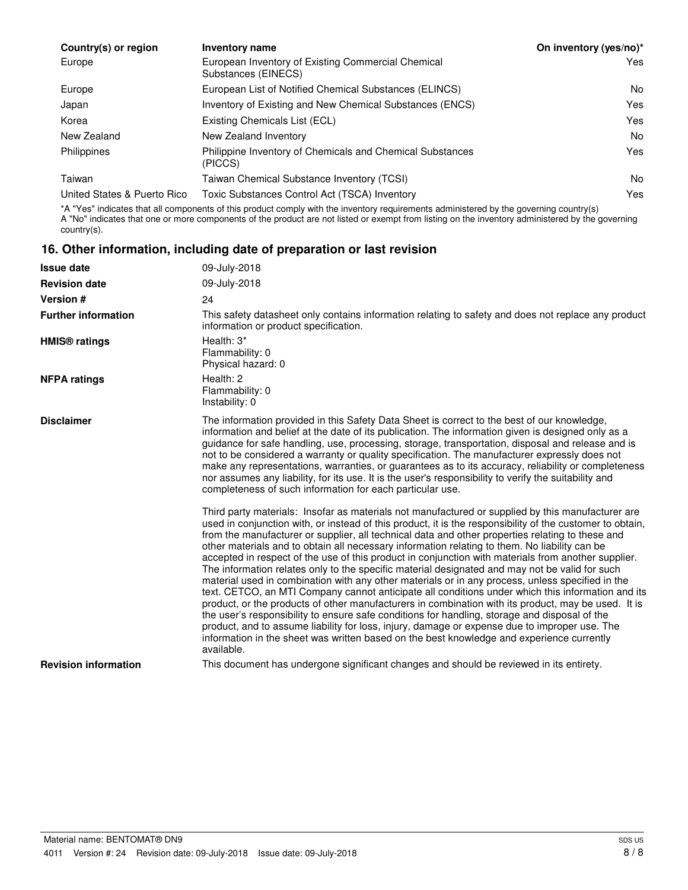| Country(s) or region | Inventory name | On inventory (yes/no)* |
| --- | --- | --- |
| Europe | European Inventory of Existing Commercial Chemical Substances (EINECS) | Yes |
| Europe | European List of Notified Chemical Substances (ELINCS) | No |
| Japan | Inventory of Existing and New Chemical Substances (ENCS) | Yes |
| Korea | Existing Chemicals List (ECL) | Yes |
| New Zealand | New Zealand Inventory | No |
| Philippines | Philippine Inventory of Chemicals and Chemical Substances (PICCS) | Yes |
| Taiwan | Taiwan Chemical Substance Inventory (TCSI) | No |
| United States & Puerto Rico | Toxic Substances Control Act (TSCA) Inventory | Yes |

*A "Yes" indicates that all components of this product comply with the inventory requirements administered by the governing country(s)
A "No" indicates that one or more components of the product are not listed or exempt from listing on the inventory administered by the governing country(s).

## 16. Other information, including date of preparation or last revision

**Issue date** 09-July-2018

**Revision date** 09-July-2018

**Version #** 24

**Further information** This safety datasheet only contains information relating to safety and does not replace any product information or product specification.

**HMIS® ratings**
Health: 3*
Flammability: 0
Physical hazard: 0

**NFPA ratings**
Health: 2
Flammability: 0
Instability: 0

**Disclaimer** The information provided in this Safety Data Sheet is correct to the best of our knowledge, information and belief at the date of its publication. The information given is designed only as a guidance for safe handling, use, processing, storage, transportation, disposal and release and is not to be considered a warranty or quality specification. The manufacturer expressly does not make any representations, warranties, or guarantees as to its accuracy, reliability or completeness nor assumes any liability, for its use. It is the user's responsibility to verify the suitability and completeness of such information for each particular use.

Third party materials: Insofar as materials not manufactured or supplied by this manufacturer are used in conjunction with, or instead of this product, it is the responsibility of the customer to obtain, from the manufacturer or supplier, all technical data and other properties relating to these and other materials and to obtain all necessary information relating to them. No liability can be accepted in respect of the use of this product in conjunction with materials from another supplier. The information relates only to the specific material designated and may not be valid for such material used in combination with any other materials or in any process, unless specified in the text. CETCO, an MTI Company cannot anticipate all conditions under which this information and its product, or the products of other manufacturers in combination with its product, may be used. It is the user's responsibility to ensure safe conditions for handling, storage and disposal of the product, and to assume liability for loss, injury, damage or expense due to improper use. The information in the sheet was written based on the best knowledge and experience currently available.

**Revision information** This document has undergone significant changes and should be reviewed in its entirety.